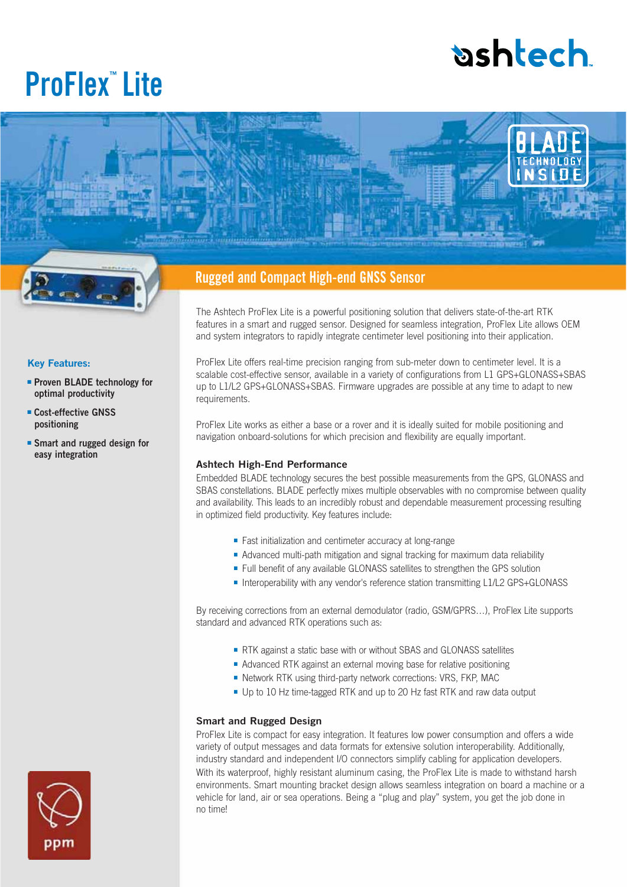# ProFlex™ Lite

## Rugged and Compact High-end GNSS Sensor

**Key Features:**

- **Proven BLADE technology for optimal productivity**
- **Cost-effective GNSS positioning**
- **Smart and rugged design for easy integration**

The Ashtech ProFlex Lite is a powerful positioning solution that delivers state-of-the-art RTK features in a smart and rugged sensor. Designed for seamless integration, ProFlex Lite allows OEM and system integrators to rapidly integrate centimeter level positioning into their application.

ProFlex Lite offers real-time precision ranging from sub-meter down to centimeter level. It is a scalable cost-effective sensor, available in a variety of configurations from L1 GPS+GLONASS+SBAS up to L1/L2 GPS+GLONASS+SBAS. Firmware upgrades are possible at any time to adapt to new requirements.

ProFlex Lite works as either a base or a rover and it is ideally suited for mobile positioning and navigation onboard-solutions for which precision and flexibility are equally important.

### Ashtech High-End Performance

Embedded BLADE technology secures the best possible measurements from the GPS, GLONASS and SBAS constellations. BLADE perfectly mixes multiple observables with no compromise between quality and availability. This leads to an incredibly robust and dependable measurement processing resulting in optimized field productivity. Key features include:

- Fast initialization and centimeter accuracy at long-range
- Advanced multi-path mitigation and signal tracking for maximum data reliability
- Full benefit of any available GLONASS satellites to strengthen the GPS solution
- Interoperability with any vendor's reference station transmitting L1/L2 GPS+GLONASS

By receiving corrections from an external demodulator (radio, GSM/GPRS…), ProFlex Lite supports standard and advanced RTK operations such as:

- RTK against a static base with or without SBAS and GLONASS satellites
- Advanced RTK against an external moving base for relative positioning
- Network RTK using third-party network corrections: VRS, FKP, MAC
- Up to 10 Hz time-tagged RTK and up to 20 Hz fast RTK and raw data output

### Smart and Rugged Design

ProFlex Lite is compact for easy integration. It features low power consumption and offers a wide variety of output messages and data formats for extensive solution interoperability. Additionally, industry standard and independent I/O connectors simplify cabling for application developers. With its waterproof, highly resistant aluminum casing, the ProFlex Lite is made to withstand harsh environments. Smart mounting bracket design allows seamless integration on board a machine or a vehicle for land, air or sea operations. Being a "plug and play" system, you get the job done in no time!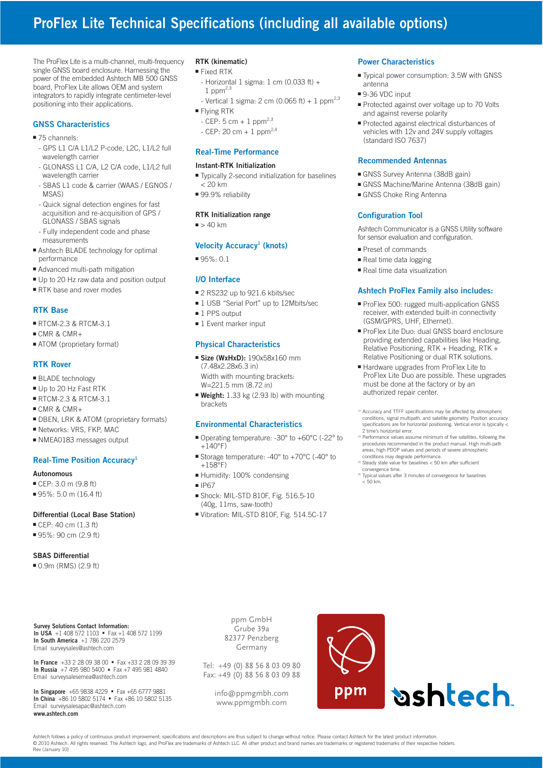# ProFlex Lite Technical Specifications (including all available options)

The ProFlex Lite is a multi-channel, multi-frequency single GNSS board enclosure. Harnessing the power of the embedded Ashtech MB 500 GNSS board, ProFlex Lite allows OEM and system integrators to rapidly integrate centimeter-level positioning into their applications.

## GNSS Characteristics

- 75 channels:
  - GPS L1 C/A L1/L2 P-code, L2C, L1/L2 full wavelength carrier
  - GLONASS L1 C/A, L2 C/A code, L1/L2 full wavelength carrier
  - SBAS L1 code & carrier (WAAS / EGNOS / MSAS)
  - Quick signal detection engines for fast acquisition and re-acquisition of GPS / GLONASS / SBAS signals
  - Fully independent code and phase measurements
- Ashtech BLADE technology for optimal performance
- Advanced multi-path mitigation
- Up to 20 Hz raw data and position output
- RTK base and rover modes

## RTK Base

- RTCM-2.3 & RTCM-3.1
- CMR & CMR+
- ATOM (proprietary format)

## RTK Rover

- BLADE technology
- Up to 20 Hz Fast RTK
- RTCM-2.3 & RTCM-3.1
- CMR & CMR+
- DBEN, LRK & ATOM (proprietary formats)
- Networks: VRS, FKP, MAC
- NMEA0183 messages output

## Real-Time Position Accuracy[1]

### Autonomous

- CEP: 3.0 m (9.8 ft)
- 95%: 5.0 m (16.4 ft)

### Differential (Local Base Station)

- CEP: 40 cm (1.3 ft)
- 95%: 90 cm (2.9 ft)

### SBAS Differential

- 0.9m (RMS) (2.9 ft)

### RTK (kinematic)

- Fixed RTK
  - Horizontal 1 sigma: 1 cm (0.033 ft) + 1 ppm[2,3]
  - Vertical 1 sigma: 2 cm (0.065 ft) + 1 ppm[2,3]
- Flying RTK
  - CEP: 5 cm + 1 ppm[2,3]
  - CEP: 20 cm + 1 ppm[2,4]

## Real-Time Performance

### Instant-RTK Initialization

- Typically 2-second initialization for baselines < 20 km
- 99.9% reliability

### RTK Initialization range

- > 40 km

## Velocity Accuracy[1] (knots)

- 95%: 0.1

## I/O Interface

- 2 RS232 up to 921.6 kbits/sec
- 1 USB "Serial Port" up to 12Mbits/sec
- 1 PPS output
- 1 Event marker input

## Physical Characteristics

- **Size (WxHxD):** 190x58x160 mm (7.48x2.28x6.3 in)
  Width with mounting brackets: W=221.5 mm (8.72 in)
- **Weight:** 1.33 kg (2.93 lb) with mounting brackets

## Environmental Characteristics

- Operating temperature: -30° to +60°C (-22° to +140°F)
- Storage temperature: -40° to +70°C (-40° to +158°F)
- Humidity: 100% condensing
- IP67
- Shock: MIL-STD 810F, Fig. 516.5-10 (40g, 11ms, saw-tooth)
- Vibration: MIL-STD 810F, Fig. 514.5C-17

## Power Characteristics

- Typical power consumption: 3.5W with GNSS antenna
- 9-36 VDC input
- Protected against over voltage up to 70 Volts and against reverse polarity
- Protected against electrical disturbances of vehicles with 12v and 24V supply voltages (standard ISO 7637)

## Recommended Antennas

- GNSS Survey Antenna (38dB gain)
- GNSS Machine/Marine Antenna (38dB gain)
- GNSS Choke Ring Antenna

## Configuration Tool

Ashtech Communicator is a GNSS Utility software for sensor evaluation and configuration.

- Preset of commands
- Real time data logging
- Real time data visualization

## Ashtech ProFlex Family also includes:

- ProFlex 500: rugged multi-application GNSS receiver, with extended built-in connectivity (GSM/GPRS, UHF, Ethernet).
- ProFlex Lite Duo: dual GNSS board enclosure providing extended capabilities like Heading, Relative Positioning, RTK + Heading, RTK + Relative Positioning or dual RTK solutions.
- Hardware upgrades from ProFlex Lite to ProFlex Lite Duo are possible. These upgrades must be done at the factory or by an authorized repair center.

[1] Accuracy and TTFF specifications may be affected by atmospheric conditions, signal multipath, and satellite geometry. Position accuracy specifications are for horizontal positioning. Vertical error is typically < 2 time's horizontal error.
[2] Performance values assume minimum of five satellites, following the procedures recommended in the product manual. High multi-path areas, high PDOP values and periods of severe atmospheric conditions may degrade performance.
[3] Steady state value for baselines < 50 km after sufficient convergence time.
[4] Typical values after 3 minutes of convergence for baselines < 50 km.

**Survey Solutions Contact Information:**
**In USA** +1 408 572 1103 ▪ Fax +1 408 572 1199
**In South America** +1 786 220 2579
Email surveysales@ashtech.com

**In France** +33 2 28 09 38 00 ▪ Fax +33 2 28 09 39 39
**In Russia** +7 495 980 5400 ▪ Fax +7 495 981 4840
Email surveysalesemea@ashtech.com

**In Singapore** +65 9838 4229 ▪ Fax +65 6777 9881
**In China** +86 10 5802 5174 ▪ Fax +86 10 5802 5135
Email surveysalesapac@ashtech.com
**www.ashtech.com**

ppm GmbH
Grube 39a
82377 Penzberg
Germany

Tel: +49 (0) 88 56 8 03 09 80
Fax: +49 (0) 88 56 8 03 09 88

info@ppmgmbh.com
www.ppmgmbh.com

ppm

ashtech

Ashtech follows a policy of continuous product improvement; specifications and descriptions are thus subject to change without notice. Please contact Ashtech for the latest product information.
© 2010 Ashtech. All rights reserved. The Ashtech logo, and ProFlex are trademarks of Ashtech LLC. All other product and brand names are trademarks or registered trademarks of their respective holders.
Rev (January 10)